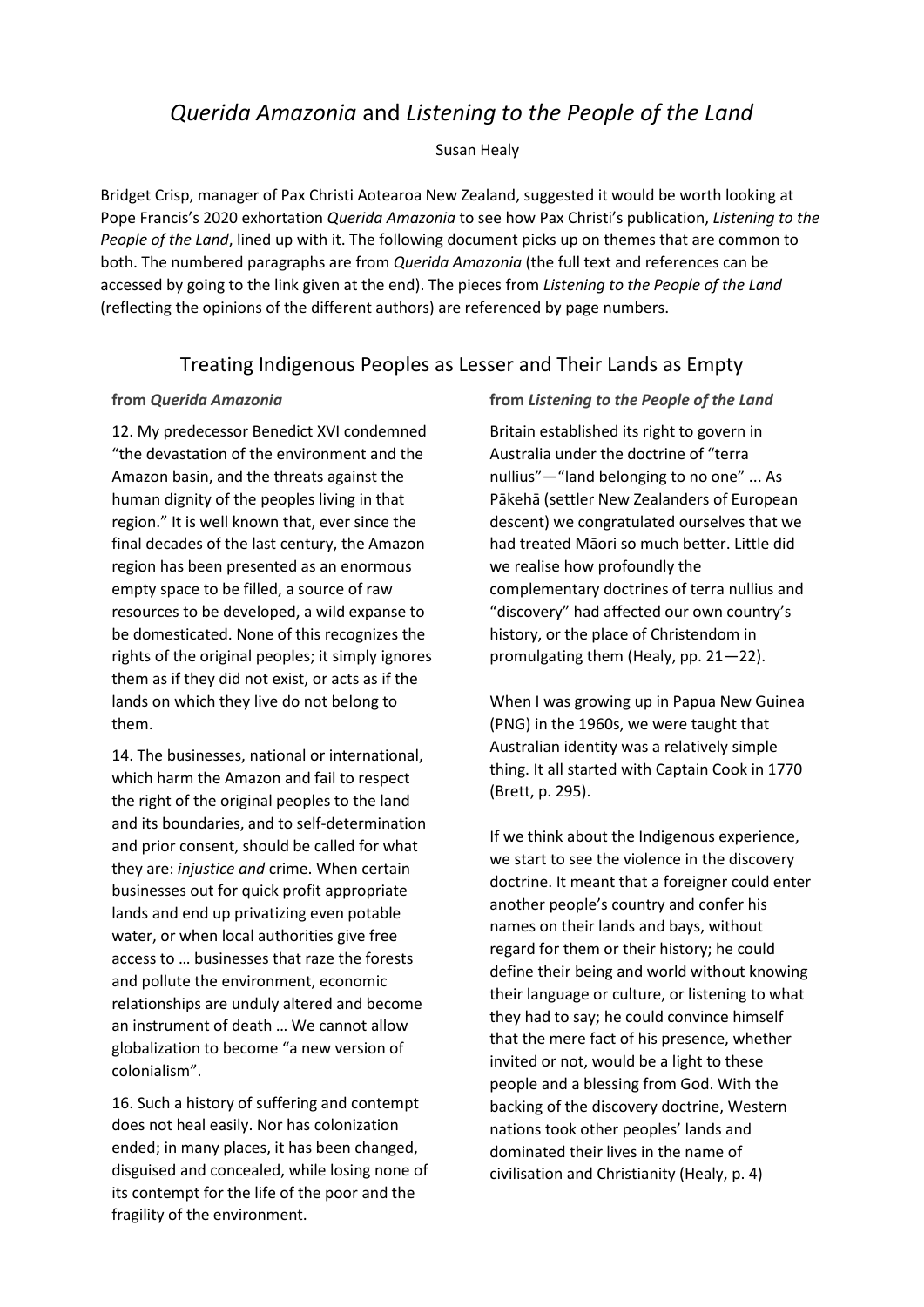# *Querida Amazonia* and *Listening to the People of the Land*

Susan Healy

Bridget Crisp, manager of Pax Christi Aotearoa New Zealand, suggested it would be worth looking at Pope Francis's 2020 exhortation *Querida Amazonia* to see how Pax Christi's publication, *Listening to the People of the Land*, lined up with it. The following document picks up on themes that are common to both. The numbered paragraphs are from *Querida Amazonia* (the full text and references can be accessed by going to the link given at the end). The pieces from *Listening to the People of the Land* (reflecting the opinions of the different authors) are referenced by page numbers.

## Treating Indigenous Peoples as Lesser and Their Lands as Empty

**from *Querida Amazonia***

12. My predecessor Benedict XVI condemned "the devastation of the environment and the Amazon basin, and the threats against the human dignity of the peoples living in that region." It is well known that, ever since the final decades of the last century, the Amazon region has been presented as an enormous empty space to be filled, a source of raw resources to be developed, a wild expanse to be domesticated. None of this recognizes the rights of the original peoples; it simply ignores them as if they did not exist, or acts as if the lands on which they live do not belong to them.

14. The businesses, national or international, which harm the Amazon and fail to respect the right of the original peoples to the land and its boundaries, and to self-determination and prior consent, should be called for what they are: *injustice and* crime. When certain businesses out for quick profit appropriate lands and end up privatizing even potable water, or when local authorities give free access to … businesses that raze the forests and pollute the environment, economic relationships are unduly altered and become an instrument of death … We cannot allow globalization to become "a new version of colonialism".

16. Such a history of suffering and contempt does not heal easily. Nor has colonization ended; in many places, it has been changed, disguised and concealed, while losing none of its contempt for the life of the poor and the fragility of the environment.

**from *Listening to the People of the Land***

Britain established its right to govern in Australia under the doctrine of "terra nullius"—"land belonging to no one" ... As Pākehā (settler New Zealanders of European descent) we congratulated ourselves that we had treated Māori so much better. Little did we realise how profoundly the complementary doctrines of terra nullius and "discovery" had affected our own country's history, or the place of Christendom in promulgating them (Healy, pp. 21—22).

When I was growing up in Papua New Guinea (PNG) in the 1960s, we were taught that Australian identity was a relatively simple thing. It all started with Captain Cook in 1770 (Brett, p. 295).

If we think about the Indigenous experience, we start to see the violence in the discovery doctrine. It meant that a foreigner could enter another people's country and confer his names on their lands and bays, without regard for them or their history; he could define their being and world without knowing their language or culture, or listening to what they had to say; he could convince himself that the mere fact of his presence, whether invited or not, would be a light to these people and a blessing from God. With the backing of the discovery doctrine, Western nations took other peoples' lands and dominated their lives in the name of civilisation and Christianity (Healy, p. 4)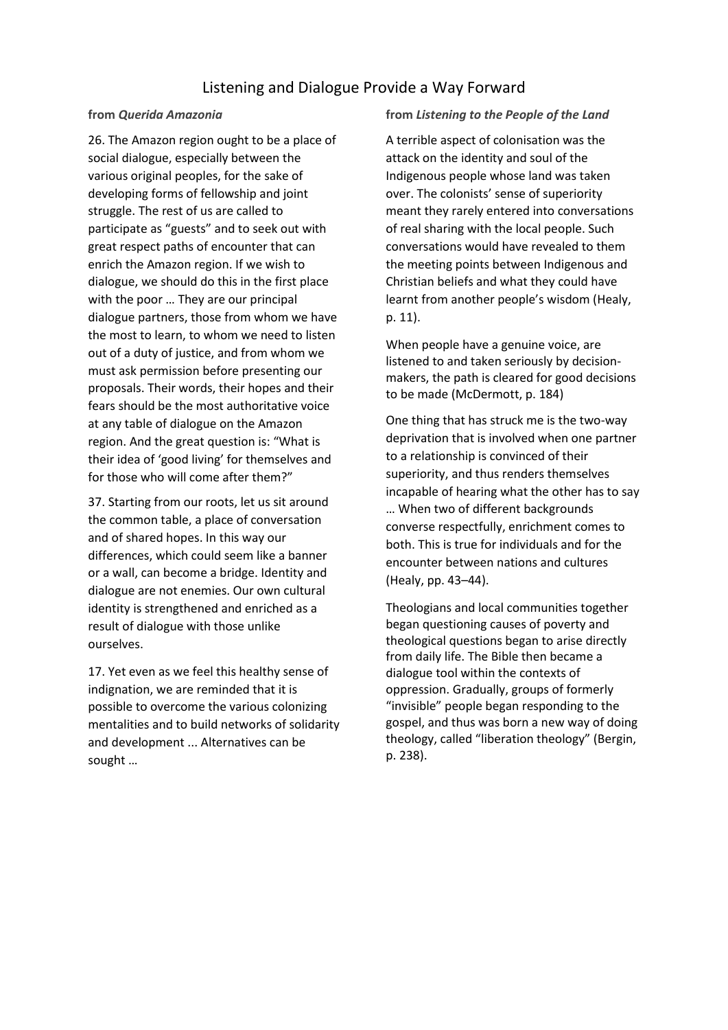# Listening and Dialogue Provide a Way Forward

**from *Querida Amazonia***

26. The Amazon region ought to be a place of social dialogue, especially between the various original peoples, for the sake of developing forms of fellowship and joint struggle. The rest of us are called to participate as “guests” and to seek out with great respect paths of encounter that can enrich the Amazon region. If we wish to dialogue, we should do this in the first place with the poor … They are our principal dialogue partners, those from whom we have the most to learn, to whom we need to listen out of a duty of justice, and from whom we must ask permission before presenting our proposals. Their words, their hopes and their fears should be the most authoritative voice at any table of dialogue on the Amazon region. And the great question is: “What is their idea of ‘good living’ for themselves and for those who will come after them?”

37. Starting from our roots, let us sit around the common table, a place of conversation and of shared hopes. In this way our differences, which could seem like a banner or a wall, can become a bridge. Identity and dialogue are not enemies. Our own cultural identity is strengthened and enriched as a result of dialogue with those unlike ourselves.

17. Yet even as we feel this healthy sense of indignation, we are reminded that it is possible to overcome the various colonizing mentalities and to build networks of solidarity and development ... Alternatives can be sought …

**from *Listening to the People of the Land***

A terrible aspect of colonisation was the attack on the identity and soul of the Indigenous people whose land was taken over. The colonists’ sense of superiority meant they rarely entered into conversations of real sharing with the local people. Such conversations would have revealed to them the meeting points between Indigenous and Christian beliefs and what they could have learnt from another people’s wisdom (Healy, p. 11).

When people have a genuine voice, are listened to and taken seriously by decision-makers, the path is cleared for good decisions to be made (McDermott, p. 184)

One thing that has struck me is the two-way deprivation that is involved when one partner to a relationship is convinced of their superiority, and thus renders themselves incapable of hearing what the other has to say … When two of different backgrounds converse respectfully, enrichment comes to both. This is true for individuals and for the encounter between nations and cultures (Healy, pp. 43–44).

Theologians and local communities together began questioning causes of poverty and theological questions began to arise directly from daily life. The Bible then became a dialogue tool within the contexts of oppression. Gradually, groups of formerly “invisible” people began responding to the gospel, and thus was born a new way of doing theology, called “liberation theology” (Bergin, p. 238).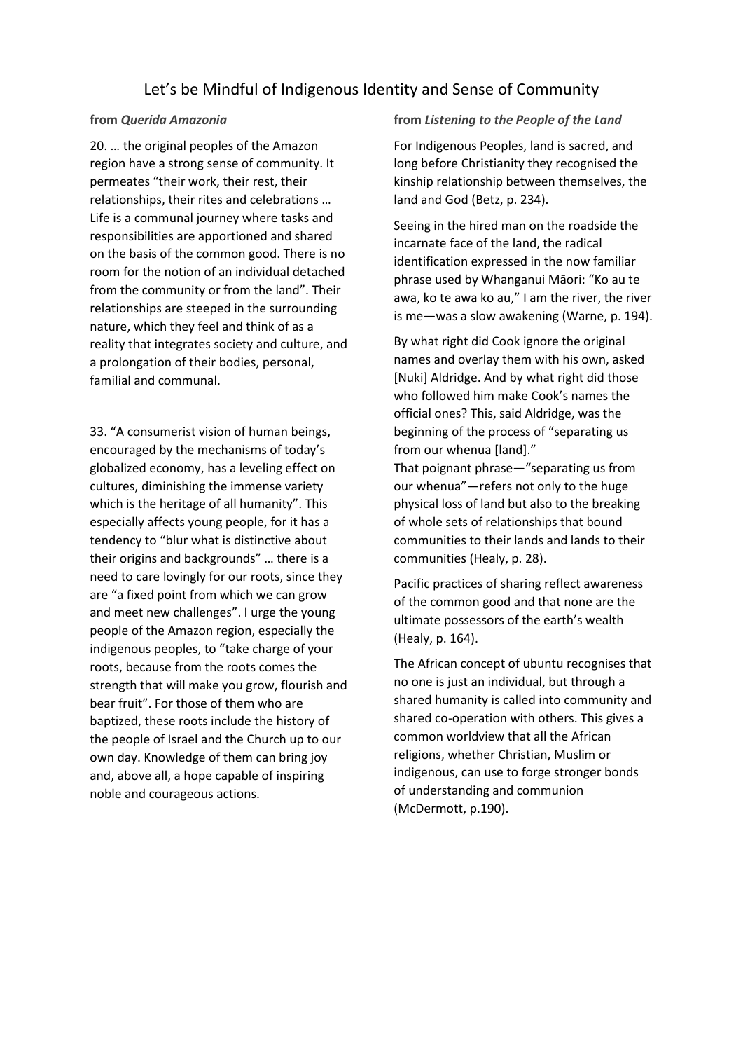# Let's be Mindful of Indigenous Identity and Sense of Community

**from *Querida Amazonia***

20. … the original peoples of the Amazon region have a strong sense of community. It permeates "their work, their rest, their relationships, their rites and celebrations … Life is a communal journey where tasks and responsibilities are apportioned and shared on the basis of the common good. There is no room for the notion of an individual detached from the community or from the land". Their relationships are steeped in the surrounding nature, which they feel and think of as a reality that integrates society and culture, and a prolongation of their bodies, personal, familial and communal.

33. "A consumerist vision of human beings, encouraged by the mechanisms of today's globalized economy, has a leveling effect on cultures, diminishing the immense variety which is the heritage of all humanity". This especially affects young people, for it has a tendency to "blur what is distinctive about their origins and backgrounds" … there is a need to care lovingly for our roots, since they are "a fixed point from which we can grow and meet new challenges". I urge the young people of the Amazon region, especially the indigenous peoples, to "take charge of your roots, because from the roots comes the strength that will make you grow, flourish and bear fruit". For those of them who are baptized, these roots include the history of the people of Israel and the Church up to our own day. Knowledge of them can bring joy and, above all, a hope capable of inspiring noble and courageous actions.

**from *Listening to the People of the Land***

For Indigenous Peoples, land is sacred, and long before Christianity they recognised the kinship relationship between themselves, the land and God (Betz, p. 234).

Seeing in the hired man on the roadside the incarnate face of the land, the radical identification expressed in the now familiar phrase used by Whanganui Māori: "Ko au te awa, ko te awa ko au," I am the river, the river is me—was a slow awakening (Warne, p. 194).

By what right did Cook ignore the original names and overlay them with his own, asked [Nuki] Aldridge. And by what right did those who followed him make Cook's names the official ones? This, said Aldridge, was the beginning of the process of "separating us from our whenua [land]."
That poignant phrase—"separating us from our whenua"—refers not only to the huge physical loss of land but also to the breaking of whole sets of relationships that bound communities to their lands and lands to their communities (Healy, p. 28).

Pacific practices of sharing reflect awareness of the common good and that none are the ultimate possessors of the earth's wealth (Healy, p. 164).

The African concept of ubuntu recognises that no one is just an individual, but through a shared humanity is called into community and shared co-operation with others. This gives a common worldview that all the African religions, whether Christian, Muslim or indigenous, can use to forge stronger bonds of understanding and communion (McDermott, p.190).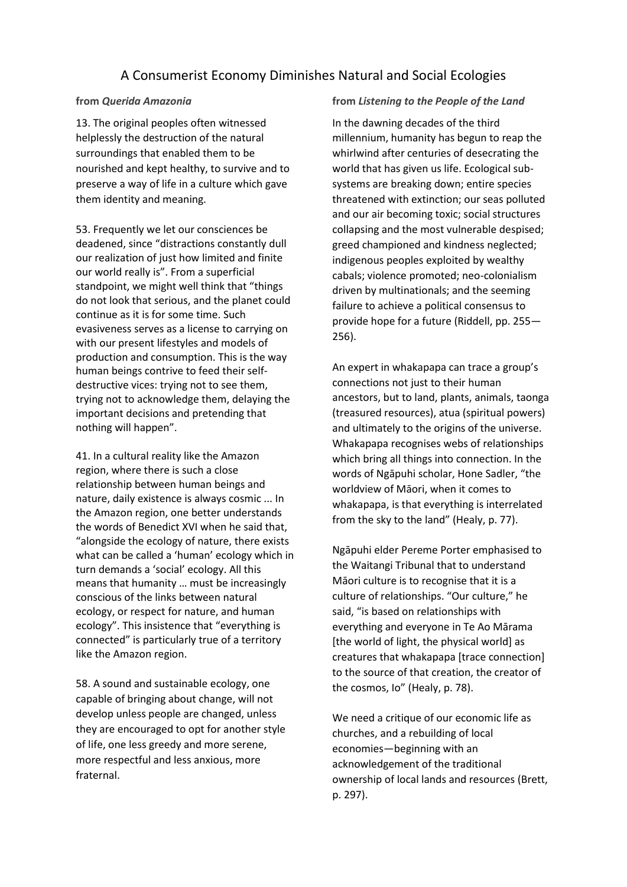# A Consumerist Economy Diminishes Natural and Social Ecologies

**from *Querida Amazonia***

13. The original peoples often witnessed helplessly the destruction of the natural surroundings that enabled them to be nourished and kept healthy, to survive and to preserve a way of life in a culture which gave them identity and meaning.

53. Frequently we let our consciences be deadened, since "distractions constantly dull our realization of just how limited and finite our world really is". From a superficial standpoint, we might well think that "things do not look that serious, and the planet could continue as it is for some time. Such evasiveness serves as a license to carrying on with our present lifestyles and models of production and consumption. This is the way human beings contrive to feed their self-destructive vices: trying not to see them, trying not to acknowledge them, delaying the important decisions and pretending that nothing will happen".

41. In a cultural reality like the Amazon region, where there is such a close relationship between human beings and nature, daily existence is always cosmic ... In the Amazon region, one better understands the words of Benedict XVI when he said that, "alongside the ecology of nature, there exists what can be called a 'human' ecology which in turn demands a 'social' ecology. All this means that humanity … must be increasingly conscious of the links between natural ecology, or respect for nature, and human ecology". This insistence that "everything is connected" is particularly true of a territory like the Amazon region.

58. A sound and sustainable ecology, one capable of bringing about change, will not develop unless people are changed, unless they are encouraged to opt for another style of life, one less greedy and more serene, more respectful and less anxious, more fraternal.

**from *Listening to the People of the Land***

In the dawning decades of the third millennium, humanity has begun to reap the whirlwind after centuries of desecrating the world that has given us life. Ecological sub-systems are breaking down; entire species threatened with extinction; our seas polluted and our air becoming toxic; social structures collapsing and the most vulnerable despised; greed championed and kindness neglected; indigenous peoples exploited by wealthy cabals; violence promoted; neo-colonialism driven by multinationals; and the seeming failure to achieve a political consensus to provide hope for a future (Riddell, pp. 255—256).

An expert in whakapapa can trace a group's connections not just to their human ancestors, but to land, plants, animals, taonga (treasured resources), atua (spiritual powers) and ultimately to the origins of the universe. Whakapapa recognises webs of relationships which bring all things into connection. In the words of Ngāpuhi scholar, Hone Sadler, "the worldview of Māori, when it comes to whakapapa, is that everything is interrelated from the sky to the land" (Healy, p. 77).

Ngāpuhi elder Pereme Porter emphasised to the Waitangi Tribunal that to understand Māori culture is to recognise that it is a culture of relationships. "Our culture," he said, "is based on relationships with everything and everyone in Te Ao Mārama [the world of light, the physical world] as creatures that whakapapa [trace connection] to the source of that creation, the creator of the cosmos, Io" (Healy, p. 78).

We need a critique of our economic life as churches, and a rebuilding of local economies—beginning with an acknowledgement of the traditional ownership of local lands and resources (Brett, p. 297).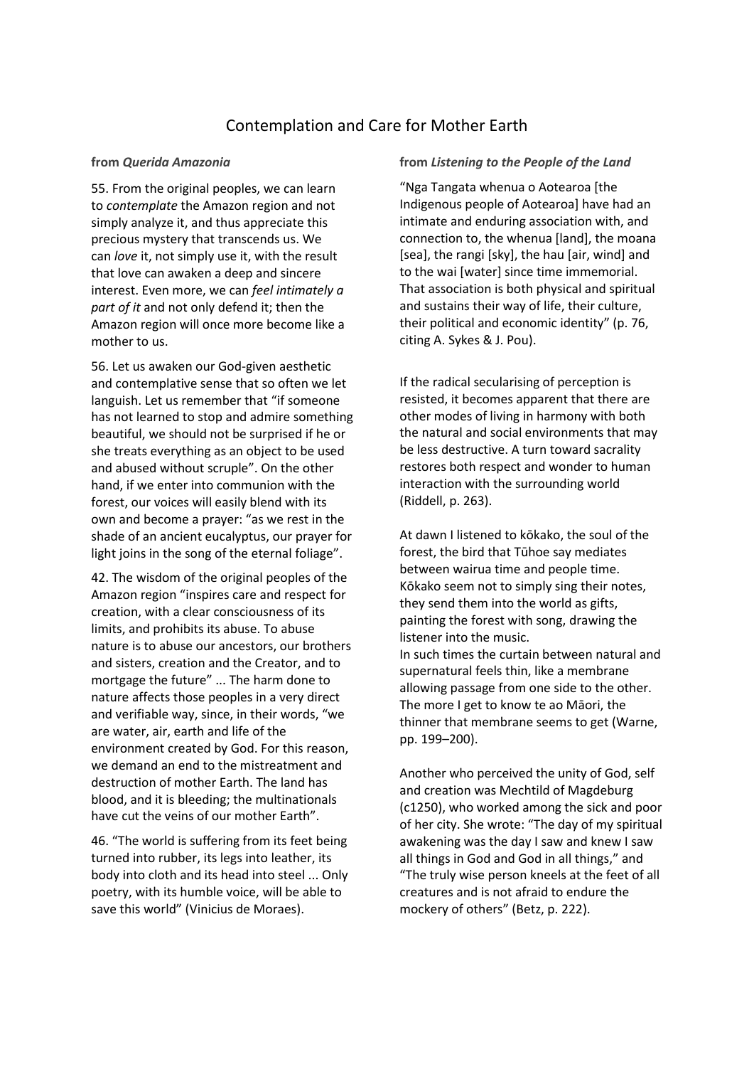# Contemplation and Care for Mother Earth

**from *Querida Amazonia***

55. From the original peoples, we can learn to *contemplate* the Amazon region and not simply analyze it, and thus appreciate this precious mystery that transcends us. We can *love* it, not simply use it, with the result that love can awaken a deep and sincere interest. Even more, we can *feel intimately a part of it* and not only defend it; then the Amazon region will once more become like a mother to us.

56. Let us awaken our God-given aesthetic and contemplative sense that so often we let languish. Let us remember that "if someone has not learned to stop and admire something beautiful, we should not be surprised if he or she treats everything as an object to be used and abused without scruple". On the other hand, if we enter into communion with the forest, our voices will easily blend with its own and become a prayer: "as we rest in the shade of an ancient eucalyptus, our prayer for light joins in the song of the eternal foliage".

42. The wisdom of the original peoples of the Amazon region "inspires care and respect for creation, with a clear consciousness of its limits, and prohibits its abuse. To abuse nature is to abuse our ancestors, our brothers and sisters, creation and the Creator, and to mortgage the future" ... The harm done to nature affects those peoples in a very direct and verifiable way, since, in their words, "we are water, air, earth and life of the environment created by God. For this reason, we demand an end to the mistreatment and destruction of mother Earth. The land has blood, and it is bleeding; the multinationals have cut the veins of our mother Earth".

46. "The world is suffering from its feet being turned into rubber, its legs into leather, its body into cloth and its head into steel ... Only poetry, with its humble voice, will be able to save this world" (Vinicius de Moraes).

**from *Listening to the People of the Land***

"Nga Tangata whenua o Aotearoa [the Indigenous people of Aotearoa] have had an intimate and enduring association with, and connection to, the whenua [land], the moana [sea], the rangi [sky], the hau [air, wind] and to the wai [water] since time immemorial. That association is both physical and spiritual and sustains their way of life, their culture, their political and economic identity" (p. 76, citing A. Sykes & J. Pou).

If the radical secularising of perception is resisted, it becomes apparent that there are other modes of living in harmony with both the natural and social environments that may be less destructive. A turn toward sacrality restores both respect and wonder to human interaction with the surrounding world (Riddell, p. 263).

At dawn I listened to kōkako, the soul of the forest, the bird that Tūhoe say mediates between wairua time and people time. Kōkako seem not to simply sing their notes, they send them into the world as gifts, painting the forest with song, drawing the listener into the music.
In such times the curtain between natural and supernatural feels thin, like a membrane allowing passage from one side to the other. The more I get to know te ao Māori, the thinner that membrane seems to get (Warne, pp. 199–200).

Another who perceived the unity of God, self and creation was Mechtild of Magdeburg (c1250), who worked among the sick and poor of her city. She wrote: "The day of my spiritual awakening was the day I saw and knew I saw all things in God and God in all things," and "The truly wise person kneels at the feet of all creatures and is not afraid to endure the mockery of others" (Betz, p. 222).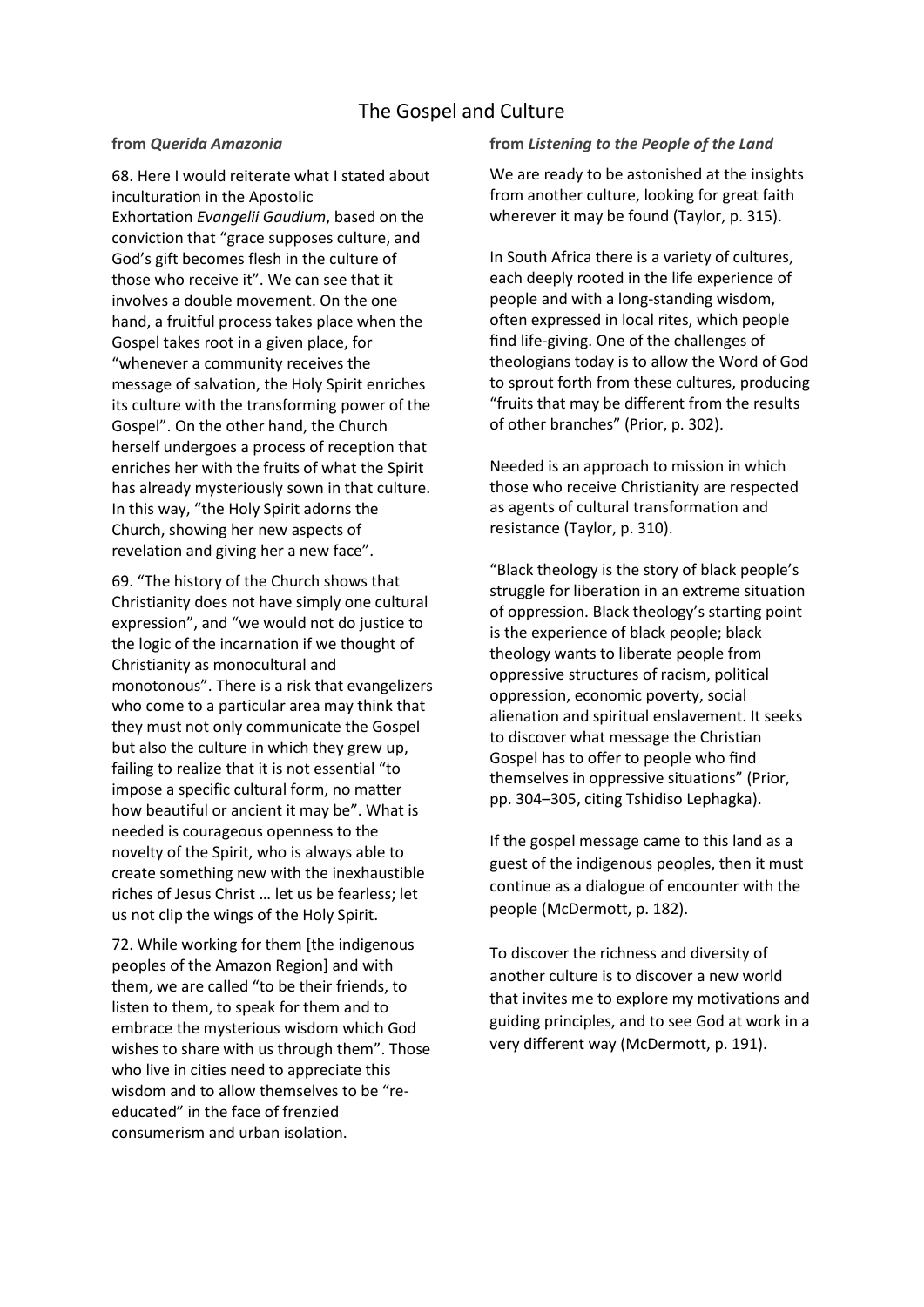# The Gospel and Culture

**from *Querida Amazonia***

68. Here I would reiterate what I stated about inculturation in the Apostolic Exhortation *Evangelii Gaudium*, based on the conviction that "grace supposes culture, and God's gift becomes flesh in the culture of those who receive it". We can see that it involves a double movement. On the one hand, a fruitful process takes place when the Gospel takes root in a given place, for "whenever a community receives the message of salvation, the Holy Spirit enriches its culture with the transforming power of the Gospel". On the other hand, the Church herself undergoes a process of reception that enriches her with the fruits of what the Spirit has already mysteriously sown in that culture. In this way, "the Holy Spirit adorns the Church, showing her new aspects of revelation and giving her a new face".

69. "The history of the Church shows that Christianity does not have simply one cultural expression", and "we would not do justice to the logic of the incarnation if we thought of Christianity as monocultural and monotonous". There is a risk that evangelizers who come to a particular area may think that they must not only communicate the Gospel but also the culture in which they grew up, failing to realize that it is not essential "to impose a specific cultural form, no matter how beautiful or ancient it may be". What is needed is courageous openness to the novelty of the Spirit, who is always able to create something new with the inexhaustible riches of Jesus Christ … let us be fearless; let us not clip the wings of the Holy Spirit.

72. While working for them [the indigenous peoples of the Amazon Region] and with them, we are called "to be their friends, to listen to them, to speak for them and to embrace the mysterious wisdom which God wishes to share with us through them". Those who live in cities need to appreciate this wisdom and to allow themselves to be "re-educated" in the face of frenzied consumerism and urban isolation.

**from *Listening to the People of the Land***

We are ready to be astonished at the insights from another culture, looking for great faith wherever it may be found (Taylor, p. 315).

In South Africa there is a variety of cultures, each deeply rooted in the life experience of people and with a long-standing wisdom, often expressed in local rites, which people find life-giving. One of the challenges of theologians today is to allow the Word of God to sprout forth from these cultures, producing "fruits that may be different from the results of other branches" (Prior, p. 302).

Needed is an approach to mission in which those who receive Christianity are respected as agents of cultural transformation and resistance (Taylor, p. 310).

"Black theology is the story of black people's struggle for liberation in an extreme situation of oppression. Black theology's starting point is the experience of black people; black theology wants to liberate people from oppressive structures of racism, political oppression, economic poverty, social alienation and spiritual enslavement. It seeks to discover what message the Christian Gospel has to offer to people who find themselves in oppressive situations" (Prior, pp. 304–305, citing Tshidiso Lephagka).

If the gospel message came to this land as a guest of the indigenous peoples, then it must continue as a dialogue of encounter with the people (McDermott, p. 182).

To discover the richness and diversity of another culture is to discover a new world that invites me to explore my motivations and guiding principles, and to see God at work in a very different way (McDermott, p. 191).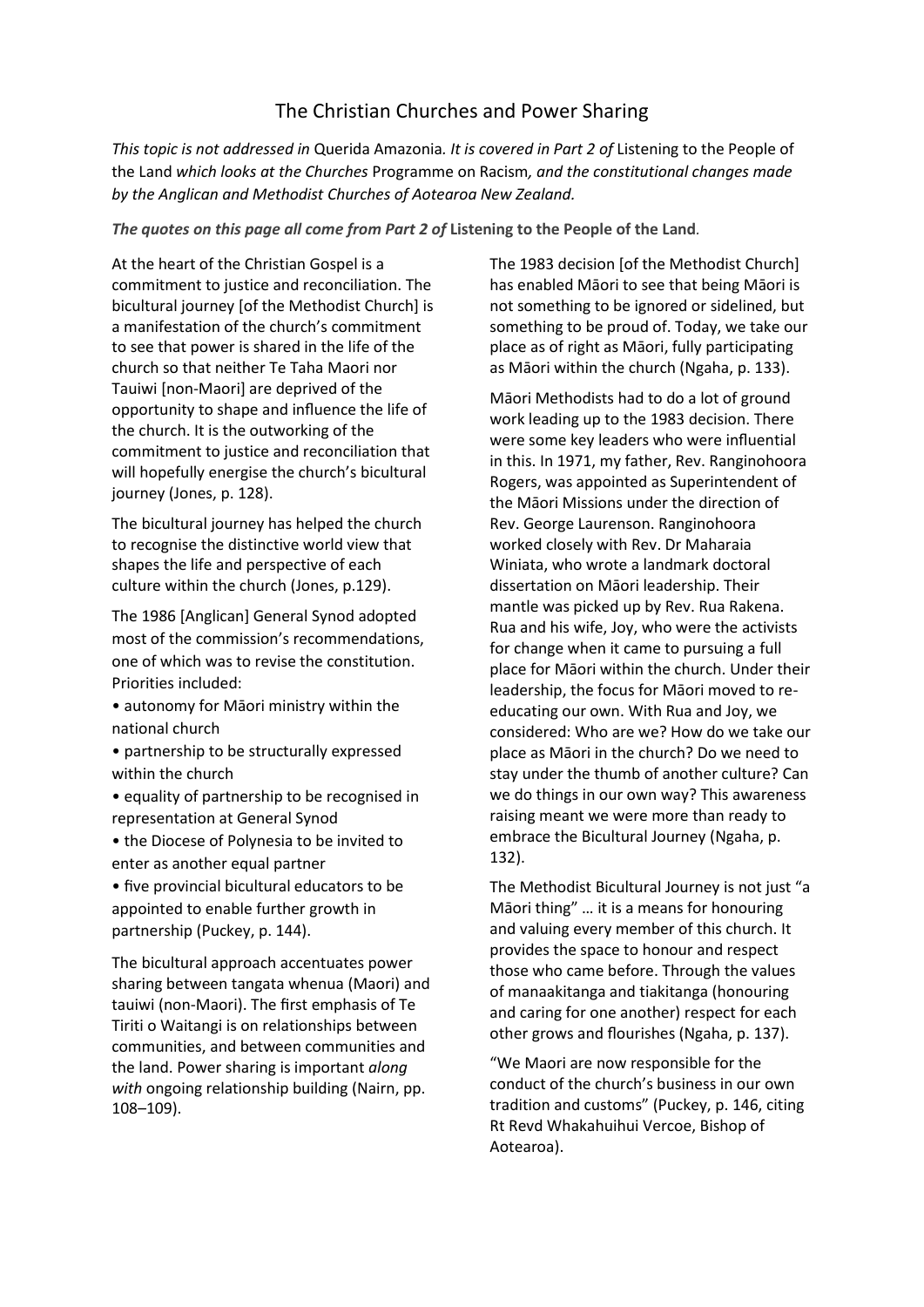# The Christian Churches and Power Sharing

*This topic is not addressed in* Querida Amazonia*. It is covered in Part 2 of* Listening to the People of the Land *which looks at the Churches* Programme on Racism*, and the constitutional changes made by the Anglican and Methodist Churches of Aotearoa New Zealand.*

***The quotes on this page all come from Part 2 of* Listening to the People of the Land**.

At the heart of the Christian Gospel is a commitment to justice and reconciliation. The bicultural journey [of the Methodist Church] is a manifestation of the church's commitment to see that power is shared in the life of the church so that neither Te Taha Maori nor Tauiwi [non-Maori] are deprived of the opportunity to shape and influence the life of the church. It is the outworking of the commitment to justice and reconciliation that will hopefully energise the church's bicultural journey (Jones, p. 128).

The bicultural journey has helped the church to recognise the distinctive world view that shapes the life and perspective of each culture within the church (Jones, p.129).

The 1986 [Anglican] General Synod adopted most of the commission's recommendations, one of which was to revise the constitution. Priorities included:

- autonomy for Māori ministry within the national church
- partnership to be structurally expressed within the church
- equality of partnership to be recognised in representation at General Synod
- the Diocese of Polynesia to be invited to enter as another equal partner
- five provincial bicultural educators to be appointed to enable further growth in partnership (Puckey, p. 144).

The bicultural approach accentuates power sharing between tangata whenua (Maori) and tauiwi (non-Maori). The first emphasis of Te Tiriti o Waitangi is on relationships between communities, and between communities and the land. Power sharing is important *along with* ongoing relationship building (Nairn, pp. 108–109).

The 1983 decision [of the Methodist Church] has enabled Māori to see that being Māori is not something to be ignored or sidelined, but something to be proud of. Today, we take our place as of right as Māori, fully participating as Māori within the church (Ngaha, p. 133).

Māori Methodists had to do a lot of ground work leading up to the 1983 decision. There were some key leaders who were influential in this. In 1971, my father, Rev. Ranginohoora Rogers, was appointed as Superintendent of the Māori Missions under the direction of Rev. George Laurenson. Ranginohoora worked closely with Rev. Dr Maharaia Winiata, who wrote a landmark doctoral dissertation on Māori leadership. Their mantle was picked up by Rev. Rua Rakena. Rua and his wife, Joy, who were the activists for change when it came to pursuing a full place for Māori within the church. Under their leadership, the focus for Māori moved to re-educating our own. With Rua and Joy, we considered: Who are we? How do we take our place as Māori in the church? Do we need to stay under the thumb of another culture? Can we do things in our own way? This awareness raising meant we were more than ready to embrace the Bicultural Journey (Ngaha, p. 132).

The Methodist Bicultural Journey is not just "a Māori thing" … it is a means for honouring and valuing every member of this church. It provides the space to honour and respect those who came before. Through the values of manaakitanga and tiakitanga (honouring and caring for one another) respect for each other grows and flourishes (Ngaha, p. 137).

"We Maori are now responsible for the conduct of the church's business in our own tradition and customs" (Puckey, p. 146, citing Rt Revd Whakahuihui Vercoe, Bishop of Aotearoa).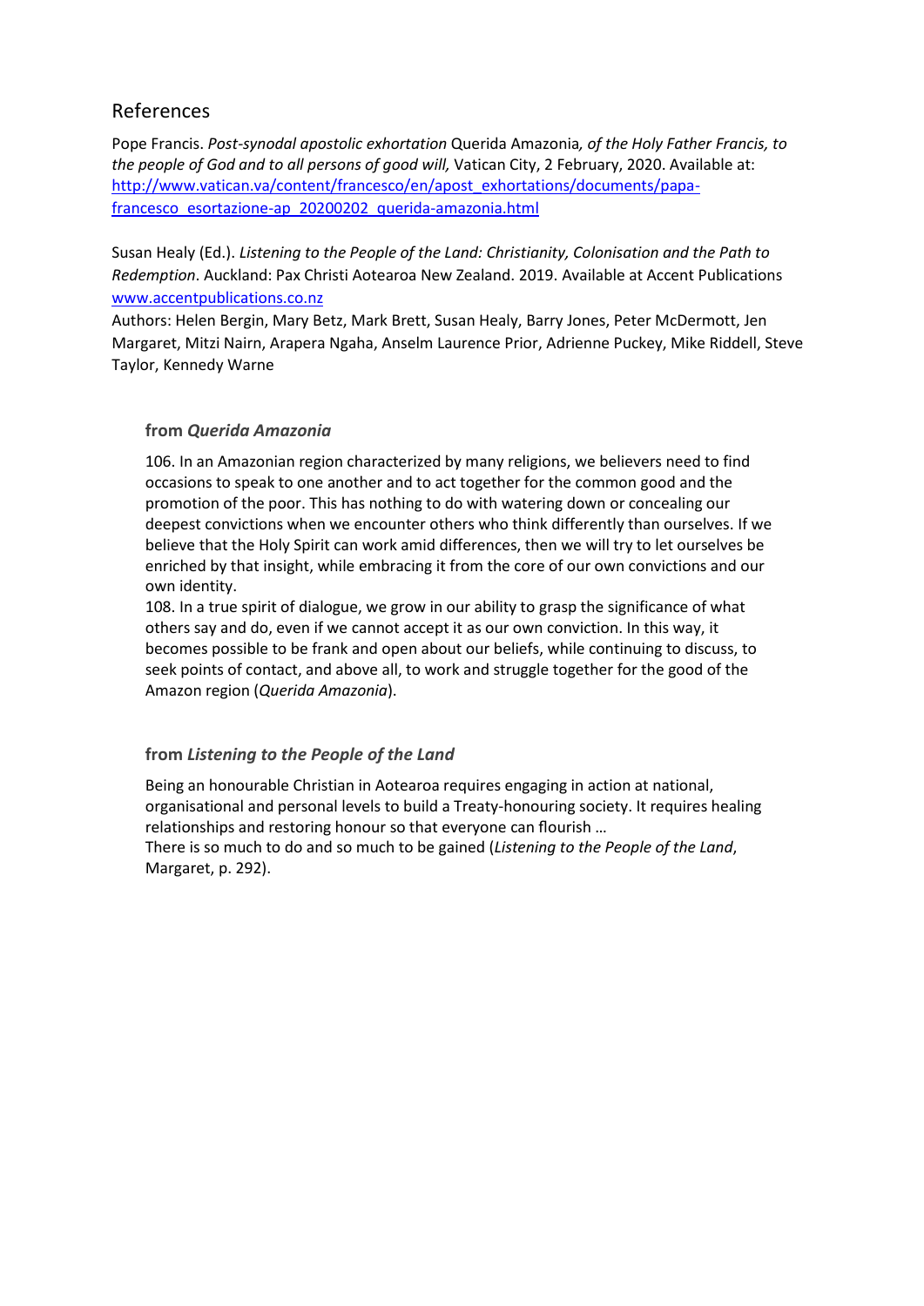## References

Pope Francis. *Post-synodal apostolic exhortation* Querida Amazonia*, of the Holy Father Francis, to the people of God and to all persons of good will,* Vatican City, 2 February, 2020. Available at: [http://www.vatican.va/content/francesco/en/apost_exhortations/documents/papa-francesco_esortazione-ap_20200202_querida-amazonia.html](http://www.vatican.va/content/francesco/en/apost_exhortations/documents/papa-francesco_esortazione-ap_20200202_querida-amazonia.html)

Susan Healy (Ed.). *Listening to the People of the Land: Christianity, Colonisation and the Path to Redemption*. Auckland: Pax Christi Aotearoa New Zealand. 2019. Available at Accent Publications [www.accentpublications.co.nz](http://www.accentpublications.co.nz)

Authors: Helen Bergin, Mary Betz, Mark Brett, Susan Healy, Barry Jones, Peter McDermott, Jen Margaret, Mitzi Nairn, Arapera Ngaha, Anselm Laurence Prior, Adrienne Puckey, Mike Riddell, Steve Taylor, Kennedy Warne

### from *Querida Amazonia*

106. In an Amazonian region characterized by many religions, we believers need to find occasions to speak to one another and to act together for the common good and the promotion of the poor. This has nothing to do with watering down or concealing our deepest convictions when we encounter others who think differently than ourselves. If we believe that the Holy Spirit can work amid differences, then we will try to let ourselves be enriched by that insight, while embracing it from the core of our own convictions and our own identity.

108. In a true spirit of dialogue, we grow in our ability to grasp the significance of what others say and do, even if we cannot accept it as our own conviction. In this way, it becomes possible to be frank and open about our beliefs, while continuing to discuss, to seek points of contact, and above all, to work and struggle together for the good of the Amazon region (*Querida Amazonia*).

### from *Listening to the People of the Land*

Being an honourable Christian in Aotearoa requires engaging in action at national, organisational and personal levels to build a Treaty-honouring society. It requires healing relationships and restoring honour so that everyone can flourish …

There is so much to do and so much to be gained (*Listening to the People of the Land*, Margaret, p. 292).